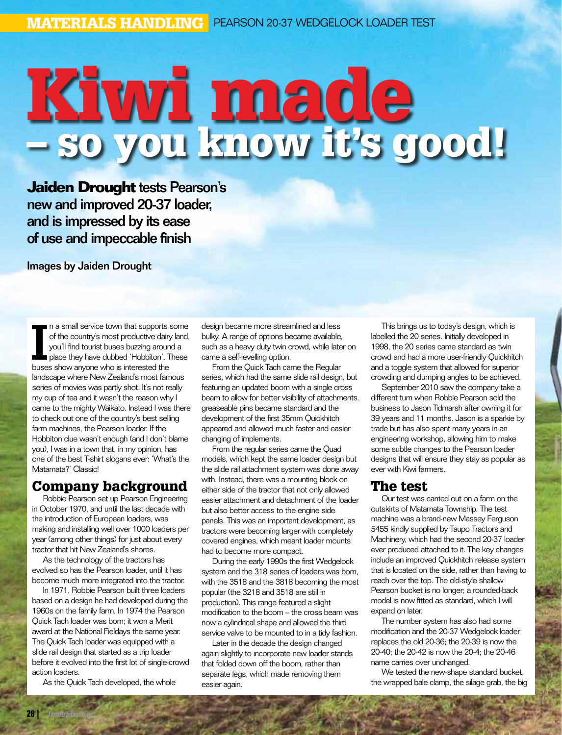# Kiwi made – so you know it's good!

**Jaiden Drought tests Pearson's new and improved 20-37 loader, and is impressed by its ease of use and impeccable finish**

Images by Jaiden Drought

In a small service town that supports some of the country's most productive dairy land, you'll find tourist buses buzzing around a place they have dubbed 'Hobbiton'. These buses show anyone who is interested the landscape where New Zealand's most famous series of movies was partly shot. It's not really my cup of tea and it wasn't the reason why I came to the mighty Waikato. Instead I was there to check out one of the country's best selling farm machines, the Pearson loader. If the Hobbiton clue wasn't enough (and I don't blame you), I was in a town that, in my opinion, has one of the best T-shirt slogans ever: 'What's the Matamata?' Classic!

## Company background

Robbie Pearson set up Pearson Engineering in October 1970, and until the last decade with the introduction of European loaders, was making and installing well over 1000 loaders per year (among other things) for just about every tractor that hit New Zealand's shores.

As the technology of the tractors has evolved so has the Pearson loader, until it has become much more integrated into the tractor.

In 1971, Robbie Pearson built three loaders based on a design he had developed during the 1960s on the family farm. In 1974 the Pearson Quick Tach loader was born; it won a Merit award at the National Fieldays the same year. The Quick Tach loader was equipped with a slide rail design that started as a trip loader before it evolved into the first lot of single-crowd action loaders.

As the Quick Tach developed, the whole design became more streamlined and less bulky. A range of options became available, such as a heavy duty twin crowd, while later on came a self-levelling option.

From the Quick Tach came the Regular series, which had the same slide rail design, but featuring an updated boom with a single cross beam to allow for better visibility of attachments. greaseable pins became standard and the development of the first 35mm Quickhitch appeared and allowed much faster and easier changing of implements.

From the regular series came the Quad models, which kept the same loader design but the slide rail attachment system was done away with. Instead, there was a mounting block on either side of the tractor that not only allowed easier attachment and detachment of the loader but also better access to the engine side panels. This was an important development, as tractors were becoming larger with completely covered engines, which meant loader mounts had to become more compact.

During the early 1990s the first Wedgelock system and the 318 series of loaders was born, with the 3518 and the 3818 becoming the most popular (the 3218 and 3518 are still in production). This range featured a slight modification to the boom – the cross beam was now a cylindrical shape and allowed the third service valve to be mounted to in a tidy fashion.

Later in the decade the design changed again slightly to incorporate new loader stands that folded down off the boom, rather than separate legs, which made removing them easier again.

This brings us to today's design, which is labelled the 20 series. Initially developed in 1998, the 20 series came standard as twin crowd and had a more user-friendly Quickhitch and a toggle system that allowed for superior crowding and dumping angles to be achieved.

September 2010 saw the company take a different turn when Robbie Pearson sold the business to Jason Tidmarsh after owning it for 39 years and 11 months. Jason is a sparkie by trade but has also spent many years in an engineering workshop, allowing him to make some subtle changes to the Pearson loader designs that will ensure they stay as popular as ever with Kiwi farmers.

## The test

Our test was carried out on a farm on the outskirts of Matamata Township. The test machine was a brand-new Massey Ferguson 5455 kindly supplied by Taupo Tractors and Machinery, which had the second 20-37 loader ever produced attached to it. The key changes include an improved Quickhitch release system that is located on the side, rather than having to reach over the top. The old-style shallow Pearson bucket is no longer; a rounded-back model is now fitted as standard, which I will expand on later.

The number system has also had some modification and the 20-37 Wedgelock loader replaces the old 20-36; the 20-39 is now the 20-40; the 20-42 is now the 20-4; the 20-46 name carries over unchanged.

We tested the new-shape standard bucket, the wrapped bale clamp, the silage grab, the big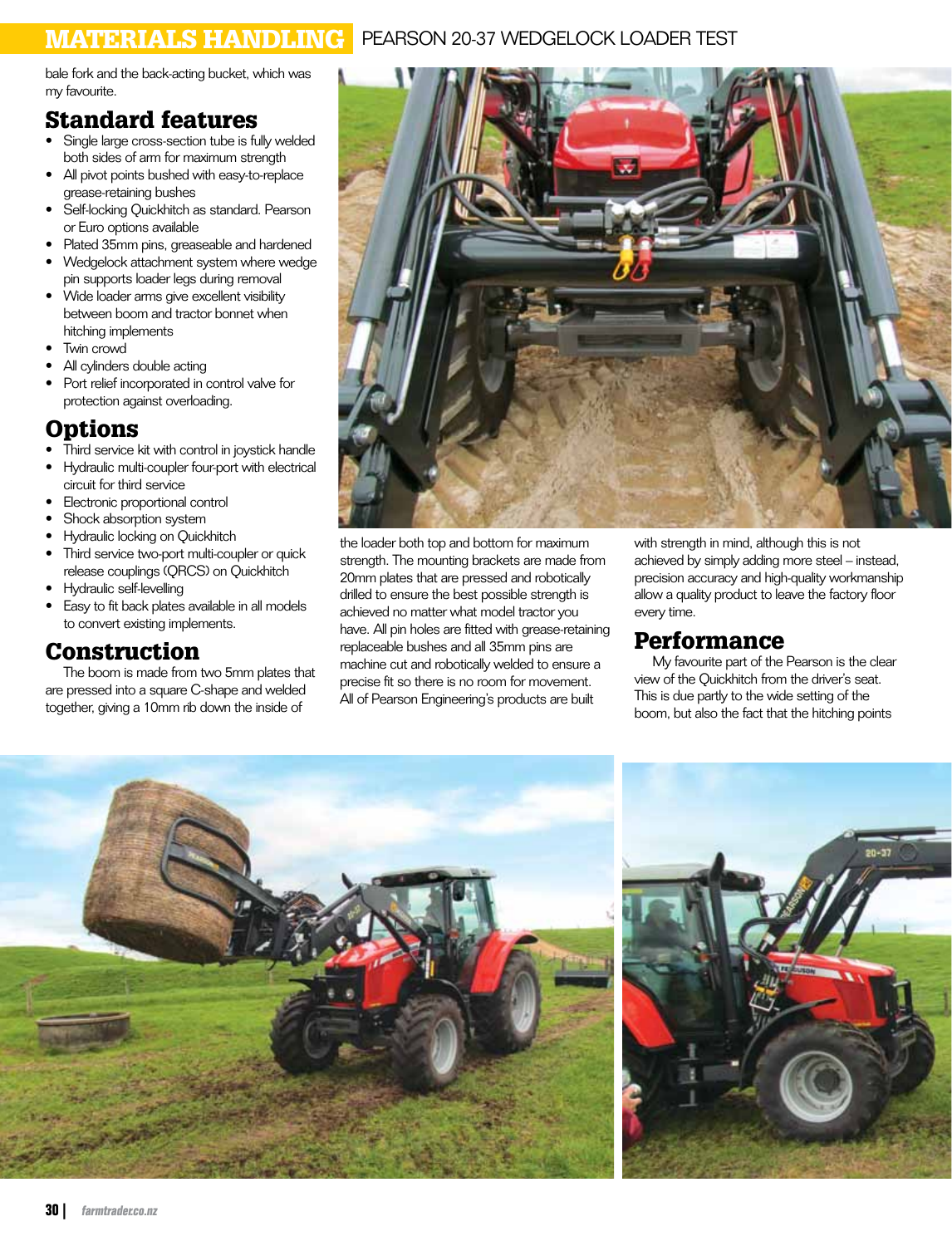bale fork and the back-acting bucket, which was my favourite.

## Standard features

- Single large cross-section tube is fully welded both sides of arm for maximum strength
- All pivot points bushed with easy-to-replace grease-retaining bushes
- Self-locking Quickhitch as standard. Pearson or Euro options available
- Plated 35mm pins, greaseable and hardened
- Wedgelock attachment system where wedge pin supports loader legs during removal
- Wide loader arms give excellent visibility between boom and tractor bonnet when hitching implements
- Twin crowd
- All cylinders double acting
- Port relief incorporated in control valve for protection against overloading.

## Options

- Third service kit with control in joystick handle
- Hydraulic multi-coupler four-port with electrical circuit for third service
- Electronic proportional control
- Shock absorption system
- Hydraulic locking on Quickhitch
- Third service two-port multi-coupler or quick release couplings (QRCS) on Quickhitch
- Hydraulic self-levelling
- Easy to fit back plates available in all models to convert existing implements.

## Construction

The boom is made from two 5mm plates that are pressed into a square C-shape and welded together, giving a 10mm rib down the inside of the loader both top and bottom for maximum strength. The mounting brackets are made from 20mm plates that are pressed and robotically drilled to ensure the best possible strength is achieved no matter what model tractor you have. All pin holes are fitted with grease-retaining replaceable bushes and all 35mm pins are machine cut and robotically welded to ensure a precise fit so there is no room for movement. All of Pearson Engineering's products are built with strength in mind, although this is not achieved by simply adding more steel – instead, precision accuracy and high-quality workmanship allow a quality product to leave the factory floor every time.

## Performance

My favourite part of the Pearson is the clear view of the Quickhitch from the driver's seat. This is due partly to the wide setting of the boom, but also the fact that the hitching points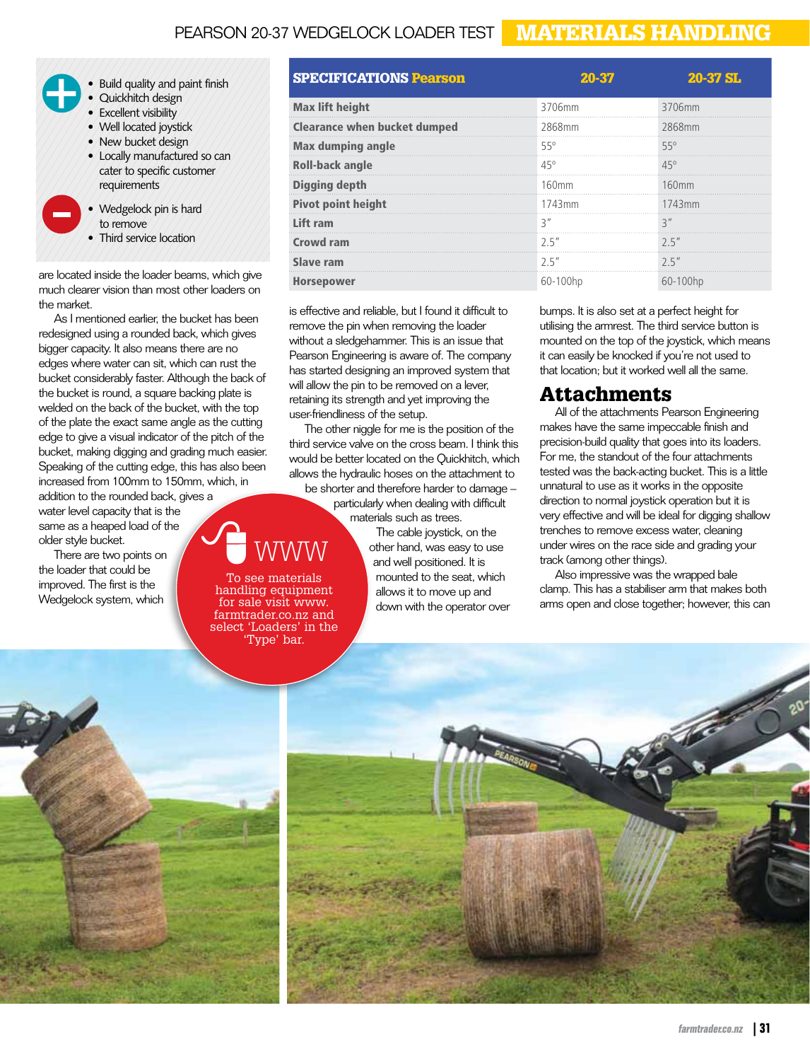- Build quality and paint finish
- Quickhitch design
- Excellent visibility
- Well located joystick
- New bucket design
- Locally manufactured so can cater to specific customer requirements

- Wedgelock pin is hard to remove
- Third service location

| SPECIFICATIONS Pearson | 20-37 | 20-37 SL |
|---|---|---|
| Max lift height | 3706mm | 3706mm |
| Clearance when bucket dumped | 2868mm | 2868mm |
| Max dumping angle | 55° | 55° |
| Roll-back angle | 45° | 45° |
| Digging depth | 160mm | 160mm |
| Pivot point height | 1743mm | 1743mm |
| Lift ram | 3″ | 3″ |
| Crowd ram | 2.5″ | 2.5″ |
| Slave ram | 2.5″ | 2.5″ |
| Horsepower | 60-100hp | 60-100hp |

are located inside the loader beams, which give much clearer vision than most other loaders on the market.

As I mentioned earlier, the bucket has been redesigned using a rounded back, which gives bigger capacity. It also means there are no edges where water can sit, which can rust the bucket considerably faster. Although the back of the bucket is round, a square backing plate is welded on the back of the bucket, with the top of the plate the exact same angle as the cutting edge to give a visual indicator of the pitch of the bucket, making digging and grading much easier. Speaking of the cutting edge, this has also been increased from 100mm to 150mm, which, in addition to the rounded back, gives a water level capacity that is the same as a heaped load of the older style bucket.

There are two points on the loader that could be improved. The first is the Wedgelock system, which is effective and reliable, but I found it difficult to remove the pin when removing the loader without a sledgehammer. This is an issue that Pearson Engineering is aware of. The company has started designing an improved system that will allow the pin to be removed on a lever, retaining its strength and yet improving the user-friendliness of the setup.

The other niggle for me is the position of the third service valve on the cross beam. I think this would be better located on the Quickhitch, which allows the hydraulic hoses on the attachment to be shorter and therefore harder to damage – particularly when dealing with difficult materials such as trees.

The cable joystick, on the other hand, was easy to use and well positioned. It is mounted to the seat, which allows it to move up and down with the operator over bumps. It is also set at a perfect height for utilising the armrest. The third service button is mounted on the top of the joystick, which means it can easily be knocked if you're not used to that location; but it worked well all the same.

WWW

To see materials handling equipment for sale visit www.farmtrader.co.nz and select 'Loaders' in the 'Type' bar.

## Attachments

All of the attachments Pearson Engineering makes have the same impeccable finish and precision-build quality that goes into its loaders. For me, the standout of the four attachments tested was the back-acting bucket. This is a little unnatural to use as it works in the opposite direction to normal joystick operation but it is very effective and will be ideal for digging shallow trenches to remove excess water, cleaning under wires on the race side and grading your track (among other things).

Also impressive was the wrapped bale clamp. This has a stabiliser arm that makes both arms open and close together; however, this can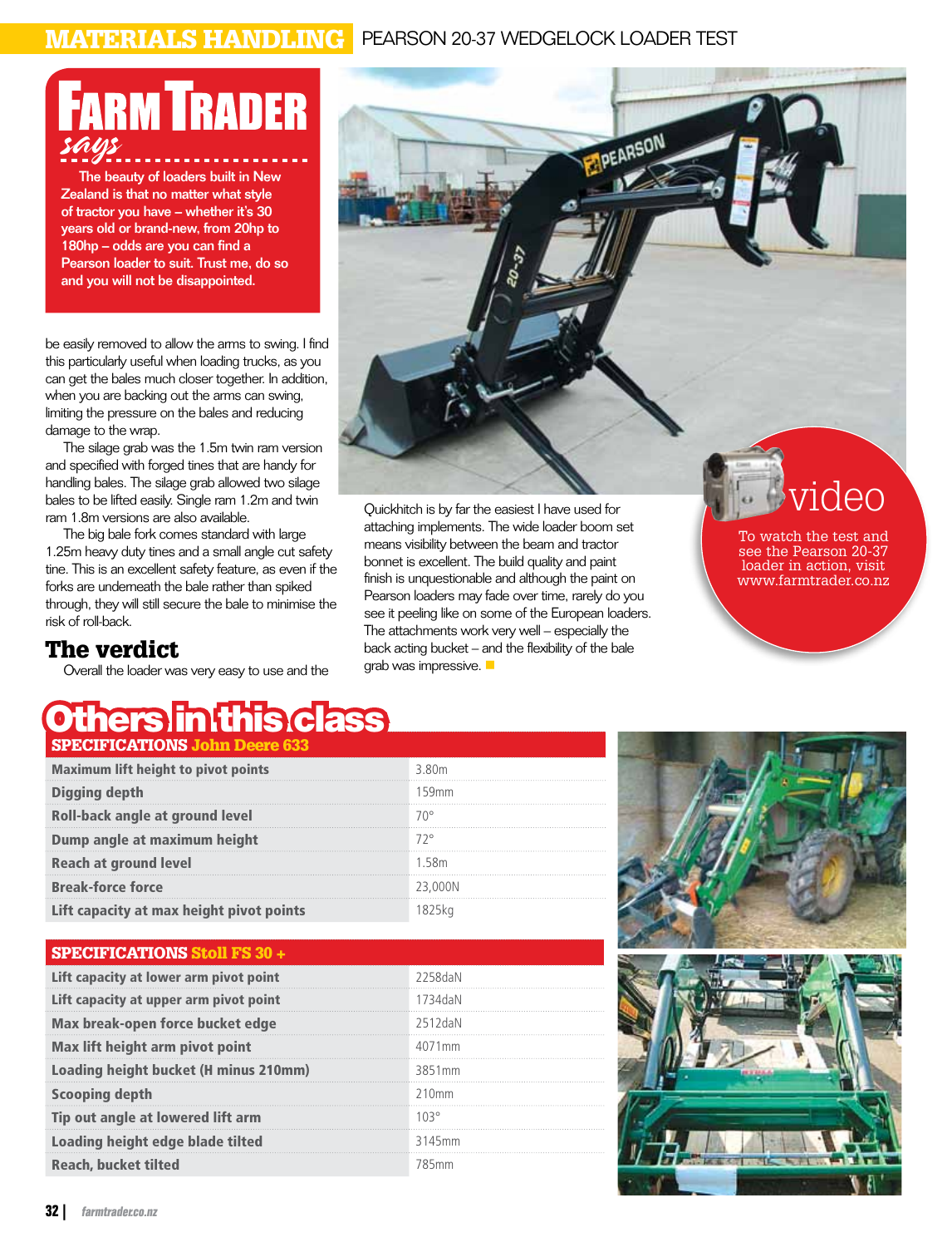## FARM TRADER *says*

The beauty of loaders built in New Zealand is that no matter what style of tractor you have – whether it's 30 years old or brand-new, from 20hp to 180hp – odds are you can find a Pearson loader to suit. Trust me, do so and you will not be disappointed.

be easily removed to allow the arms to swing. I find this particularly useful when loading trucks, as you can get the bales much closer together. In addition, when you are backing out the arms can swing, limiting the pressure on the bales and reducing damage to the wrap.

The silage grab was the 1.5m twin ram version and specified with forged tines that are handy for handling bales. The silage grab allowed two silage bales to be lifted easily. Single ram 1.2m and twin ram 1.8m versions are also available.

The big bale fork comes standard with large 1.25m heavy duty tines and a small angle cut safety tine. This is an excellent safety feature, as even if the forks are underneath the bale rather than spiked through, they will still secure the bale to minimise the risk of roll-back.

### The verdict

Overall the loader was very easy to use and the Quickhitch is by far the easiest I have used for attaching implements. The wide loader boom set means visibility between the beam and tractor bonnet is excellent. The build quality and paint finish is unquestionable and although the paint on Pearson loaders may fade over time, rarely do you see it peeling like on some of the European loaders. The attachments work very well – especially the back acting bucket – and the flexibility of the bale grab was impressive. ■

**video**

To watch the test and see the Pearson 20-37 loader in action, visit www.farmtrader.co.nz

## Others in this class

| SPECIFICATIONS John Deere 633 | |
|---|---|
| Maximum lift height to pivot points | 3.80m |
| Digging depth | 159mm |
| Roll-back angle at ground level | 70° |
| Dump angle at maximum height | 72° |
| Reach at ground level | 1.58m |
| Break-force force | 23,000N |
| Lift capacity at max height pivot points | 1825kg |

| SPECIFICATIONS Stoll FS 30 + | |
|---|---|
| Lift capacity at lower arm pivot point | 2258daN |
| Lift capacity at upper arm pivot point | 1734daN |
| Max break-open force bucket edge | 2512daN |
| Max lift height arm pivot point | 4071mm |
| Loading height bucket (H minus 210mm) | 3851mm |
| Scooping depth | 210mm |
| Tip out angle at lowered lift arm | 103° |
| Loading height edge blade tilted | 3145mm |
| Reach, bucket tilted | 785mm |